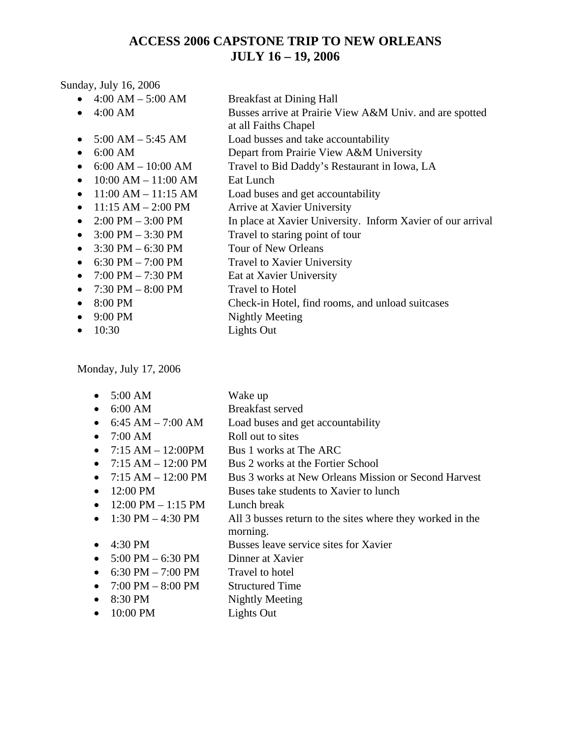# ACCESS 2006 CAPSTONE TRIP TO NEW ORLEANS
# JULY 16 – 19, 2006

Sunday, July 16, 2006

- 4:00 AM – 5:00 AM  Breakfast at Dining Hall
- 4:00 AM  Busses arrive at Prairie View A&M Univ. and are spotted at all Faiths Chapel
- 5:00 AM – 5:45 AM  Load busses and take accountability
- 6:00 AM  Depart from Prairie View A&M University
- 6:00 AM – 10:00 AM  Travel to Bid Daddy's Restaurant in Iowa, LA
- 10:00 AM – 11:00 AM  Eat Lunch
- 11:00 AM – 11:15 AM  Load buses and get accountability
- 11:15 AM – 2:00 PM  Arrive at Xavier University
- 2:00 PM – 3:00 PM  In place at Xavier University. Inform Xavier of our arrival
- 3:00 PM – 3:30 PM  Travel to staring point of tour
- 3:30 PM – 6:30 PM  Tour of New Orleans
- 6:30 PM – 7:00 PM  Travel to Xavier University
- 7:00 PM – 7:30 PM  Eat at Xavier University
- 7:30 PM – 8:00 PM  Travel to Hotel
- 8:00 PM  Check-in Hotel, find rooms, and unload suitcases
- 9:00 PM  Nightly Meeting
- 10:30  Lights Out

Monday, July 17, 2006

- 5:00 AM  Wake up
- 6:00 AM  Breakfast served
- 6:45 AM – 7:00 AM  Load buses and get accountability
- 7:00 AM  Roll out to sites
- 7:15 AM – 12:00PM  Bus 1 works at The ARC
- 7:15 AM – 12:00 PM  Bus 2 works at the Fortier School
- 7:15 AM – 12:00 PM  Bus 3 works at New Orleans Mission or Second Harvest
- 12:00 PM  Buses take students to Xavier to lunch
- 12:00 PM – 1:15 PM  Lunch break
- 1:30 PM – 4:30 PM  All 3 busses return to the sites where they worked in the morning.
- 4:30 PM  Busses leave service sites for Xavier
- 5:00 PM – 6:30 PM  Dinner at Xavier
- 6:30 PM – 7:00 PM  Travel to hotel
- 7:00 PM – 8:00 PM  Structured Time
- 8:30 PM  Nightly Meeting
- 10:00 PM  Lights Out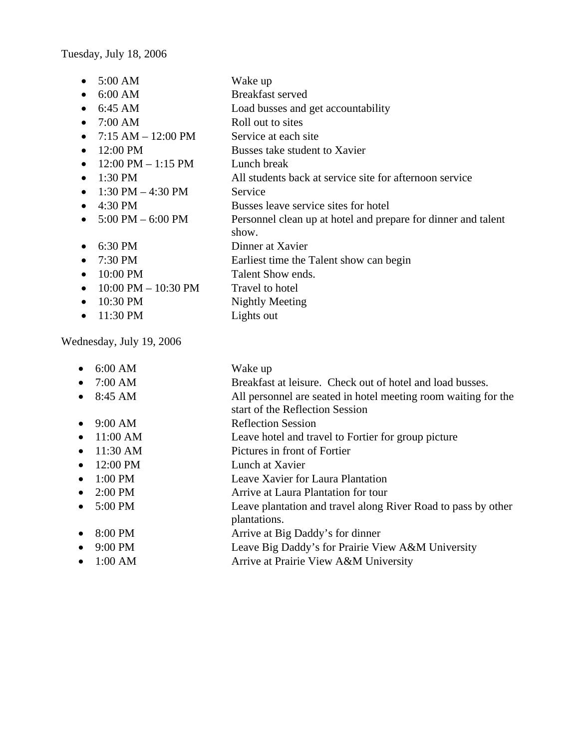Tuesday, July 18, 2006

- 5:00 AM Wake up
- 6:00 AM Breakfast served
- 6:45 AM Load busses and get accountability
- 7:00 AM Roll out to sites
- 7:15 AM – 12:00 PM Service at each site
- 12:00 PM Busses take student to Xavier
- 12:00 PM – 1:15 PM Lunch break
- 1:30 PM All students back at service site for afternoon service
- 1:30 PM – 4:30 PM Service
- 4:30 PM Busses leave service sites for hotel
- 5:00 PM – 6:00 PM Personnel clean up at hotel and prepare for dinner and talent show.
- 6:30 PM Dinner at Xavier
- 7:30 PM Earliest time the Talent show can begin
- 10:00 PM Talent Show ends.
- 10:00 PM – 10:30 PM Travel to hotel
- 10:30 PM Nightly Meeting
- 11:30 PM Lights out

Wednesday, July 19, 2006

- 6:00 AM Wake up
- 7:00 AM Breakfast at leisure. Check out of hotel and load busses.
- 8:45 AM All personnel are seated in hotel meeting room waiting for the start of the Reflection Session
- 9:00 AM Reflection Session
- 11:00 AM Leave hotel and travel to Fortier for group picture
- 11:30 AM Pictures in front of Fortier
- 12:00 PM Lunch at Xavier
- 1:00 PM Leave Xavier for Laura Plantation
- 2:00 PM Arrive at Laura Plantation for tour
- 5:00 PM Leave plantation and travel along River Road to pass by other plantations.
- 8:00 PM Arrive at Big Daddy's for dinner
- 9:00 PM Leave Big Daddy's for Prairie View A&M University
- 1:00 AM Arrive at Prairie View A&M University